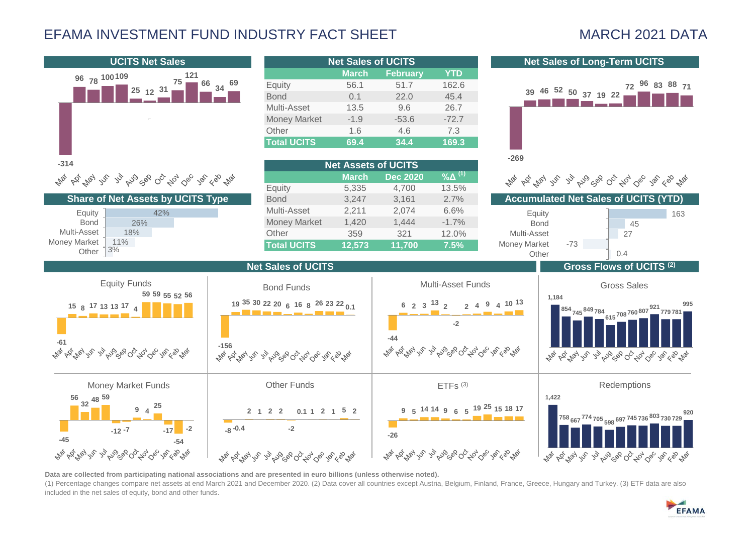# EFAMA INVESTMENT FUND INDUSTRY FACT SHEET

## MARCH 2021 DATA

### UCITS Net Sales

| Mar | Apr | May | Jun | Jul | Aug | Sep | Oct | Nov | Dec | Jan | Feb | Mar |
|---|---|---|---|---|---|---|---|---|---|---|---|---|
| -314 | 96 | 78 | 100 | 109 | 25 | 12 | 31 | 75 | 121 | 66 | 34 | 69 |

### Net Sales of UCITS

| | March | February | YTD |
|---|---|---|---|
| Equity | 56.1 | 51.7 | 162.6 |
| Bond | 0.1 | 22.0 | 45.4 |
| Multi-Asset | 13.5 | 9.6 | 26.7 |
| Money Market | -1.9 | -53.6 | -72.7 |
| Other | 1.6 | 4.6 | 7.3 |
| **Total UCITS** | **69.4** | **34.4** | **169.3** |

### Net Sales of Long-Term UCITS

| Mar | Apr | May | Jun | Jul | Aug | Sep | Oct | Nov | Dec | Jan | Feb | Mar |
|---|---|---|---|---|---|---|---|---|---|---|---|---|
| -269 | 39 | 46 | 52 | 50 | 37 | 19 | 22 | 72 | 96 | 83 | 88 | 71 |

### Share of Net Assets by UCITS Type

| Type | Share |
|---|---|
| Equity | 42% |
| Bond | 26% |
| Multi-Asset | 18% |
| Money Market | 11% |
| Other | 3% |

### Net Assets of UCITS

| | March | Dec 2020 | %Δ [1] |
|---|---|---|---|
| Equity | 5,335 | 4,700 | 13.5% |
| Bond | 3,247 | 3,161 | 2.7% |
| Multi-Asset | 2,211 | 2,074 | 6.6% |
| Money Market | 1,420 | 1,444 | -1.7% |
| Other | 359 | 321 | 12.0% |
| **Total UCITS** | **12,573** | **11,700** | **7.5%** |

### Accumulated Net Sales of UCITS (YTD)

| Type | Value |
|---|---|
| Equity | 163 |
| Bond | 45 |
| Multi-Asset | 27 |
| Money Market | -73 |
| Other | 0.4 |

### Net Sales of UCITS

| Fund type | Mar | Apr | May | Jun | Jul | Aug | Sep | Oct | Nov | Dec | Jan | Feb | Mar |
|---|---|---|---|---|---|---|---|---|---|---|---|---|---|
| Equity Funds | -61 | 15 | 8 | 17 | 13 | 13 | 17 | 4 | 59 | 59 | 55 | 52 | 56 |
| Bond Funds | -156 | 19 | 35 | 30 | 22 | 20 | 6 | 16 | 8 | 26 | 23 | 22 | 0.1 |
| Multi-Asset Funds | -44 | 6 | 2 | 3 | 13 | 2 | -2 | 2 | 4 | 9 | 4 | 10 | 13 |
| Money Market Funds | -45 | 56 | 32 | 48 | 59 | -12 | -7 | 9 | 4 | 25 | -17 | -54 | -2 |
| Other Funds | -8 | -0.4 | 2 | 1 | 2 | 2 | -2 | 0.1 | 1 | 2 | 1 | 5 | 2 |
| ETFs [3] | -26 | 9 | 5 | 14 | 14 | 9 | 6 | 5 | 19 | 25 | 15 | 18 | 17 |

### Gross Flows of UCITS [2]

| | Mar | Apr | May | Jun | Jul | Aug | Sep | Oct | Nov | Dec | Jan | Feb | Mar |
|---|---|---|---|---|---|---|---|---|---|---|---|---|---|
| Gross Sales | 1,184 | 854 | 745 | 849 | 784 | 615 | 708 | 760 | 807 | 921 | 779 | 781 | 995 |
| Redemptions | 1,422 | 758 | 667 | 774 | 705 | 598 | 697 | 745 | 736 | 803 | 730 | 729 | 920 |

**Data are collected from participating national associations and are presented in euro billions (unless otherwise noted).**

(1) Percentage changes compare net assets at end March 2021 and December 2020. (2) Data cover all countries except Austria, Belgium, Finland, France, Greece, Hungary and Turkey. (3) ETF data are also included in the net sales of equity, bond and other funds.

EFAMA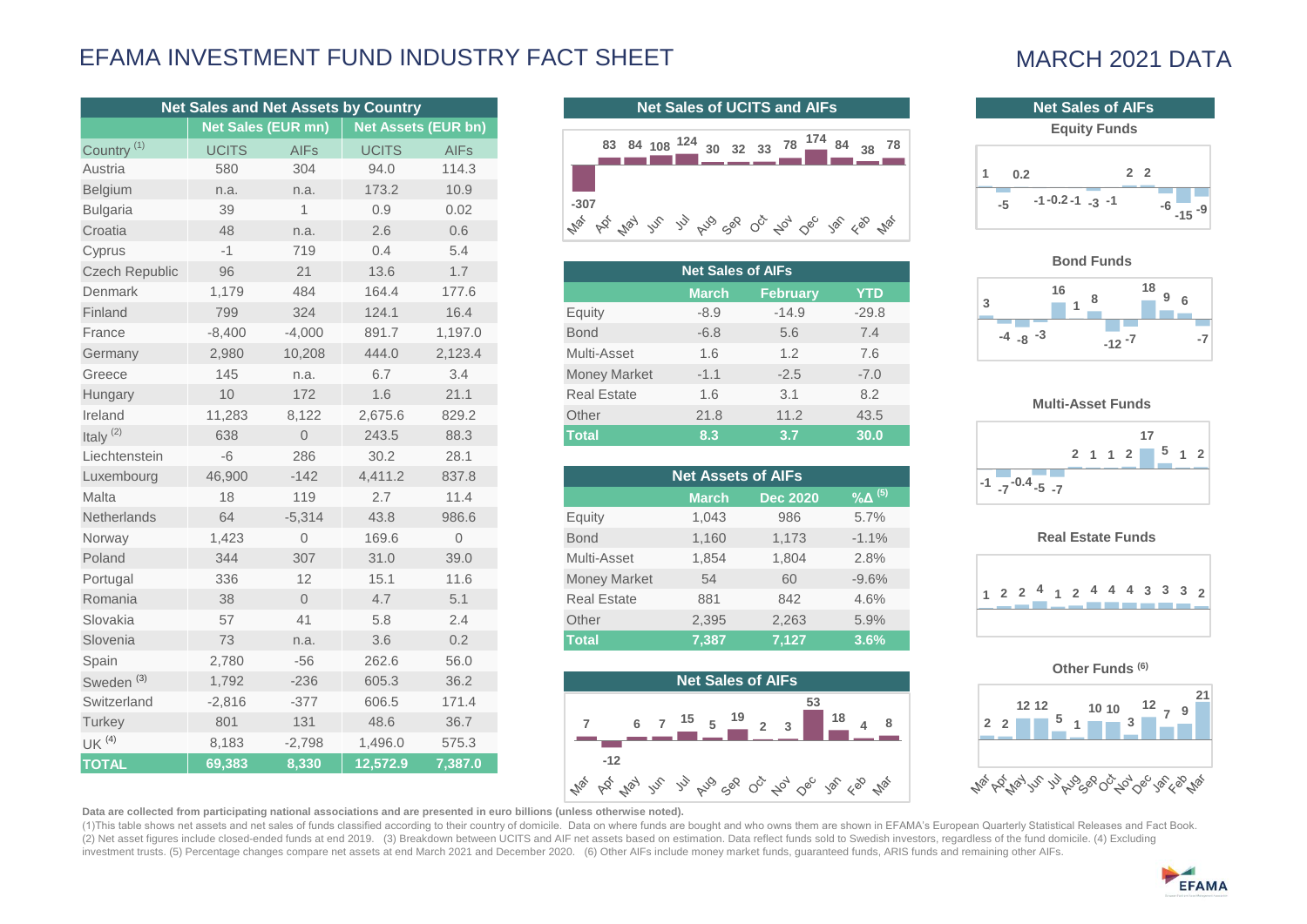# EFAMA INVESTMENT FUND INDUSTRY FACT SHEET

## MARCH 2021 DATA

**Net Sales and Net Assets by Country**

| Country [1] | Net Sales (EUR mn) | | Net Assets (EUR bn) | |
|---|---|---|---|---|
| | UCITS | AIFs | UCITS | AIFs |
| Austria | 580 | 304 | 94.0 | 114.3 |
| Belgium | n.a. | n.a. | 173.2 | 10.9 |
| Bulgaria | 39 | 1 | 0.9 | 0.02 |
| Croatia | 48 | n.a. | 2.6 | 0.6 |
| Cyprus | -1 | 719 | 0.4 | 5.4 |
| Czech Republic | 96 | 21 | 13.6 | 1.7 |
| Denmark | 1,179 | 484 | 164.4 | 177.6 |
| Finland | 799 | 324 | 124.1 | 16.4 |
| France | -8,400 | -4,000 | 891.7 | 1,197.0 |
| Germany | 2,980 | 10,208 | 444.0 | 2,123.4 |
| Greece | 145 | n.a. | 6.7 | 3.4 |
| Hungary | 10 | 172 | 1.6 | 21.1 |
| Ireland | 11,283 | 8,122 | 2,675.6 | 829.2 |
| Italy [2] | 638 | 0 | 243.5 | 88.3 |
| Liechtenstein | -6 | 286 | 30.2 | 28.1 |
| Luxembourg | 46,900 | -142 | 4,411.2 | 837.8 |
| Malta | 18 | 119 | 2.7 | 11.4 |
| Netherlands | 64 | -5,314 | 43.8 | 986.6 |
| Norway | 1,423 | 0 | 169.6 | 0 |
| Poland | 344 | 307 | 31.0 | 39.0 |
| Portugal | 336 | 12 | 15.1 | 11.6 |
| Romania | 38 | 0 | 4.7 | 5.1 |
| Slovakia | 57 | 41 | 5.8 | 2.4 |
| Slovenia | 73 | n.a. | 3.6 | 0.2 |
| Spain | 2,780 | -56 | 262.6 | 56.0 |
| Sweden [3] | 1,792 | -236 | 605.3 | 36.2 |
| Switzerland | -2,816 | -377 | 606.5 | 171.4 |
| Turkey | 801 | 131 | 48.6 | 36.7 |
| UK [4] | 8,183 | -2,798 | 1,496.0 | 575.3 |
| **TOTAL** | **69,383** | **8,330** | **12,572.9** | **7,387.0** |

**Net Sales of UCITS and AIFs**

-307 83 84 108 124 30 32 33 78 174 84 38 78

Mar Apr May Jun Jul Aug Sep Oct Nov Dec Jan Feb Mar

**Net Sales of AIFs**

| | March | February | YTD |
|---|---|---|---|
| Equity | -8.9 | -14.9 | -29.8 |
| Bond | -6.8 | 5.6 | 7.4 |
| Multi-Asset | 1.6 | 1.2 | 7.6 |
| Money Market | -1.1 | -2.5 | -7.0 |
| Real Estate | 1.6 | 3.1 | 8.2 |
| Other | 21.8 | 11.2 | 43.5 |
| **Total** | **8.3** | **3.7** | **30.0** |

**Net Assets of AIFs**

| | March | Dec 2020 | %Δ [5] |
|---|---|---|---|
| Equity | 1,043 | 986 | 5.7% |
| Bond | 1,160 | 1,173 | -1.1% |
| Multi-Asset | 1,854 | 1,804 | 2.8% |
| Money Market | 54 | 60 | -9.6% |
| Real Estate | 881 | 842 | 4.6% |
| Other | 2,395 | 2,263 | 5.9% |
| **Total** | **7,387** | **7,127** | **3.6%** |

**Net Sales of AIFs**

7 -12 6 7 15 5 19 2 3 53 18 4 8

Mar Apr May Jun Jul Aug Sep Oct Nov Dec Jan Feb Mar

**Net Sales of AIFs**

**Equity Funds**

1 -5 0.2 -1 -0.2 -1 -3 -1 2 2 -6 -15 -9

**Bond Funds**

3 -4 -8 -3 16 1 8 -12 -7 18 9 6 -7

**Multi-Asset Funds**

-1 -7 -0.4 -5 -7 2 1 1 2 17 5 1 2

**Real Estate Funds**

1 2 2 4 1 2 4 4 4 3 3 3 2

**Other Funds [6]**

2 2 12 12 5 1 10 10 3 12 7 9 21

Mar Apr May Jun Jul Aug Sep Oct Nov Dec Jan Feb Mar

**Data are collected from participating national associations and are presented in euro billions (unless otherwise noted).**

(1)This table shows net assets and net sales of funds classified according to their country of domicile. Data on where funds are bought and who owns them are shown in EFAMA's European Quarterly Statistical Releases and Fact Book. (2) Net asset figures include closed-ended funds at end 2019. (3) Breakdown between UCITS and AIF net assets based on estimation. Data reflect funds sold to Swedish investors, regardless of the fund domicile. (4) Excluding investment trusts. (5) Percentage changes compare net assets at end March 2021 and December 2020. (6) Other AIFs include money market funds, guaranteed funds, ARIS funds and remaining other AIFs.

EFAMA